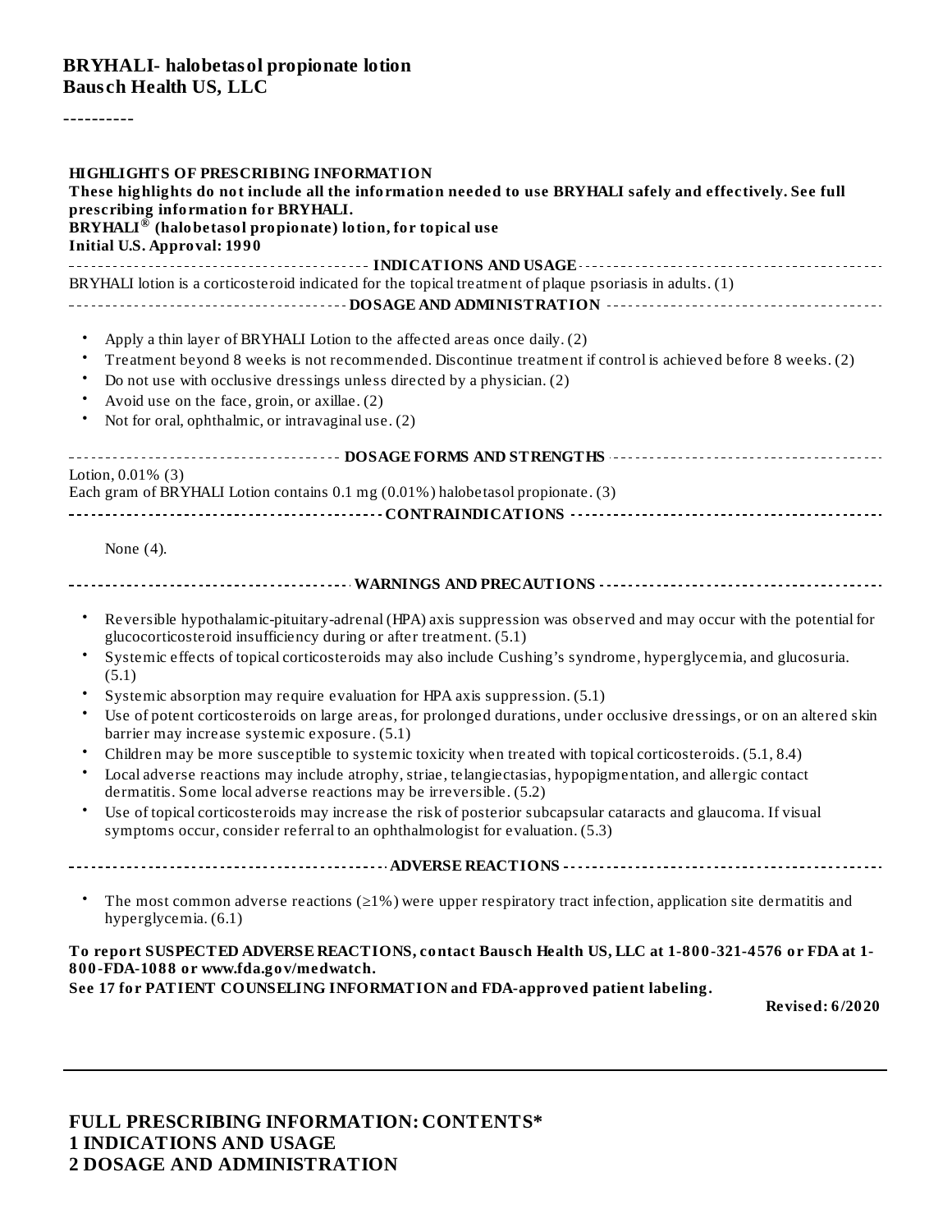**BRYHALI- halobetasol propionate lotion**
**Bausch Health US, LLC**

----------

**HIGHLIGHTS OF PRESCRIBING INFORMATION**
**These highlights do not include all the information needed to use BRYHALI safely and effectively. See full prescribing information for BRYHALI.**
**BRYHALI® (halobetasol propionate) lotion, for topical use**
**Initial U.S. Approval: 1990**

**INDICATIONS AND USAGE**

BRYHALI lotion is a corticosteroid indicated for the topical treatment of plaque psoriasis in adults. (1)

**DOSAGE AND ADMINISTRATION**

- Apply a thin layer of BRYHALI Lotion to the affected areas once daily. (2)
- Treatment beyond 8 weeks is not recommended. Discontinue treatment if control is achieved before 8 weeks. (2)
- Do not use with occlusive dressings unless directed by a physician. (2)
- Avoid use on the face, groin, or axillae. (2)
- Not for oral, ophthalmic, or intravaginal use. (2)

**DOSAGE FORMS AND STRENGTHS**

Lotion, 0.01% (3)
Each gram of BRYHALI Lotion contains 0.1 mg (0.01%) halobetasol propionate. (3)

**CONTRAINDICATIONS**

None (4).

**WARNINGS AND PRECAUTIONS**

- Reversible hypothalamic-pituitary-adrenal (HPA) axis suppression was observed and may occur with the potential for glucocorticosteroid insufficiency during or after treatment. (5.1)
- Systemic effects of topical corticosteroids may also include Cushing's syndrome, hyperglycemia, and glucosuria. (5.1)
- Systemic absorption may require evaluation for HPA axis suppression. (5.1)
- Use of potent corticosteroids on large areas, for prolonged durations, under occlusive dressings, or on an altered skin barrier may increase systemic exposure. (5.1)
- Children may be more susceptible to systemic toxicity when treated with topical corticosteroids. (5.1, 8.4)
- Local adverse reactions may include atrophy, striae, telangiectasias, hypopigmentation, and allergic contact dermatitis. Some local adverse reactions may be irreversible. (5.2)
- Use of topical corticosteroids may increase the risk of posterior subcapsular cataracts and glaucoma. If visual symptoms occur, consider referral to an ophthalmologist for evaluation. (5.3)

**ADVERSE REACTIONS**

- The most common adverse reactions (≥1%) were upper respiratory tract infection, application site dermatitis and hyperglycemia. (6.1)

**To report SUSPECTED ADVERSE REACTIONS, contact Bausch Health US, LLC at 1-800-321-4576 or FDA at 1-800-FDA-1088 or www.fda.gov/medwatch.**

**See 17 for PATIENT COUNSELING INFORMATION and FDA-approved patient labeling.**

**Revised: 6/2020**

---

## FULL PRESCRIBING INFORMATION: CONTENTS*

## 1 INDICATIONS AND USAGE

## 2 DOSAGE AND ADMINISTRATION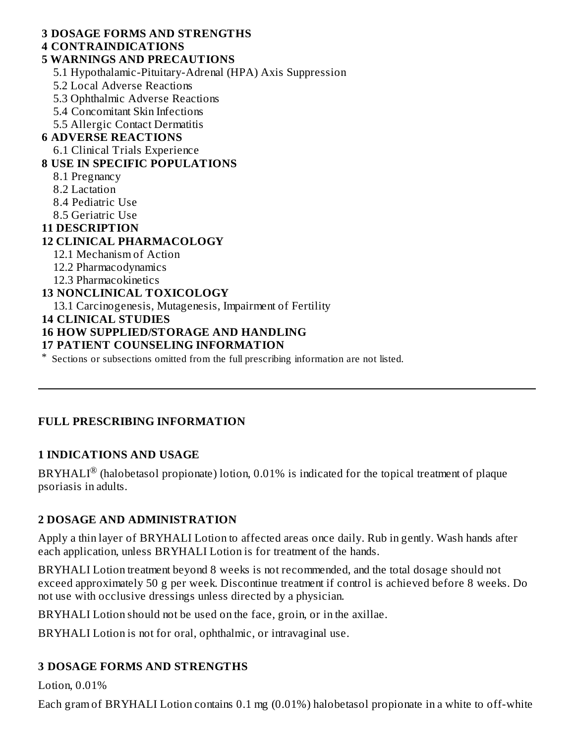**3 DOSAGE FORMS AND STRENGTHS**

**4 CONTRAINDICATIONS**

**5 WARNINGS AND PRECAUTIONS**

5.1 Hypothalamic-Pituitary-Adrenal (HPA) Axis Suppression

5.2 Local Adverse Reactions

5.3 Ophthalmic Adverse Reactions

5.4 Concomitant Skin Infections

5.5 Allergic Contact Dermatitis

**6 ADVERSE REACTIONS**

6.1 Clinical Trials Experience

**8 USE IN SPECIFIC POPULATIONS**

8.1 Pregnancy

8.2 Lactation

8.4 Pediatric Use

8.5 Geriatric Use

**11 DESCRIPTION**

**12 CLINICAL PHARMACOLOGY**

12.1 Mechanism of Action

12.2 Pharmacodynamics

12.3 Pharmacokinetics

**13 NONCLINICAL TOXICOLOGY**

13.1 Carcinogenesis, Mutagenesis, Impairment of Fertility

**14 CLINICAL STUDIES**

**16 HOW SUPPLIED/STORAGE AND HANDLING**

**17 PATIENT COUNSELING INFORMATION**

\* Sections or subsections omitted from the full prescribing information are not listed.

---

## FULL PRESCRIBING INFORMATION

### 1 INDICATIONS AND USAGE

BRYHALI® (halobetasol propionate) lotion, 0.01% is indicated for the topical treatment of plaque psoriasis in adults.

### 2 DOSAGE AND ADMINISTRATION

Apply a thin layer of BRYHALI Lotion to affected areas once daily. Rub in gently. Wash hands after each application, unless BRYHALI Lotion is for treatment of the hands.

BRYHALI Lotion treatment beyond 8 weeks is not recommended, and the total dosage should not exceed approximately 50 g per week. Discontinue treatment if control is achieved before 8 weeks. Do not use with occlusive dressings unless directed by a physician.

BRYHALI Lotion should not be used on the face, groin, or in the axillae.

BRYHALI Lotion is not for oral, ophthalmic, or intravaginal use.

### 3 DOSAGE FORMS AND STRENGTHS

Lotion, 0.01%

Each gram of BRYHALI Lotion contains 0.1 mg (0.01%) halobetasol propionate in a white to off-white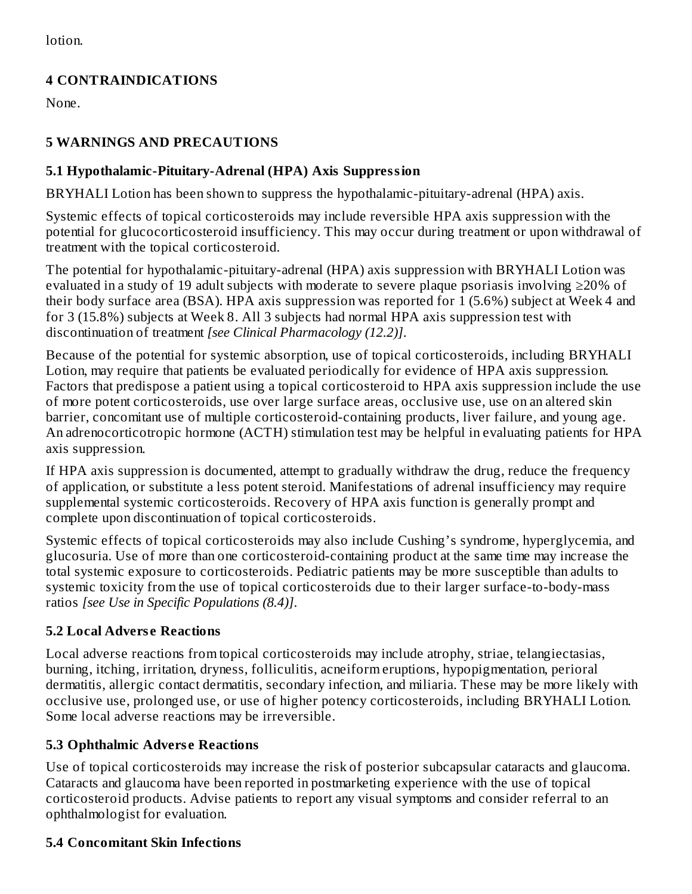lotion.

## 4 CONTRAINDICATIONS

None.

## 5 WARNINGS AND PRECAUTIONS

### 5.1 Hypothalamic-Pituitary-Adrenal (HPA) Axis Suppression

BRYHALI Lotion has been shown to suppress the hypothalamic-pituitary-adrenal (HPA) axis.

Systemic effects of topical corticosteroids may include reversible HPA axis suppression with the potential for glucocorticosteroid insufficiency. This may occur during treatment or upon withdrawal of treatment with the topical corticosteroid.

The potential for hypothalamic-pituitary-adrenal (HPA) axis suppression with BRYHALI Lotion was evaluated in a study of 19 adult subjects with moderate to severe plaque psoriasis involving ≥20% of their body surface area (BSA). HPA axis suppression was reported for 1 (5.6%) subject at Week 4 and for 3 (15.8%) subjects at Week 8. All 3 subjects had normal HPA axis suppression test with discontinuation of treatment *[see Clinical Pharmacology (12.2)]*.

Because of the potential for systemic absorption, use of topical corticosteroids, including BRYHALI Lotion, may require that patients be evaluated periodically for evidence of HPA axis suppression. Factors that predispose a patient using a topical corticosteroid to HPA axis suppression include the use of more potent corticosteroids, use over large surface areas, occlusive use, use on an altered skin barrier, concomitant use of multiple corticosteroid-containing products, liver failure, and young age. An adrenocorticotropic hormone (ACTH) stimulation test may be helpful in evaluating patients for HPA axis suppression.

If HPA axis suppression is documented, attempt to gradually withdraw the drug, reduce the frequency of application, or substitute a less potent steroid. Manifestations of adrenal insufficiency may require supplemental systemic corticosteroids. Recovery of HPA axis function is generally prompt and complete upon discontinuation of topical corticosteroids.

Systemic effects of topical corticosteroids may also include Cushing's syndrome, hyperglycemia, and glucosuria. Use of more than one corticosteroid-containing product at the same time may increase the total systemic exposure to corticosteroids. Pediatric patients may be more susceptible than adults to systemic toxicity from the use of topical corticosteroids due to their larger surface-to-body-mass ratios *[see Use in Specific Populations (8.4)]*.

### 5.2 Local Adverse Reactions

Local adverse reactions from topical corticosteroids may include atrophy, striae, telangiectasias, burning, itching, irritation, dryness, folliculitis, acneiform eruptions, hypopigmentation, perioral dermatitis, allergic contact dermatitis, secondary infection, and miliaria. These may be more likely with occlusive use, prolonged use, or use of higher potency corticosteroids, including BRYHALI Lotion. Some local adverse reactions may be irreversible.

### 5.3 Ophthalmic Adverse Reactions

Use of topical corticosteroids may increase the risk of posterior subcapsular cataracts and glaucoma. Cataracts and glaucoma have been reported in postmarketing experience with the use of topical corticosteroid products. Advise patients to report any visual symptoms and consider referral to an ophthalmologist for evaluation.

### 5.4 Concomitant Skin Infections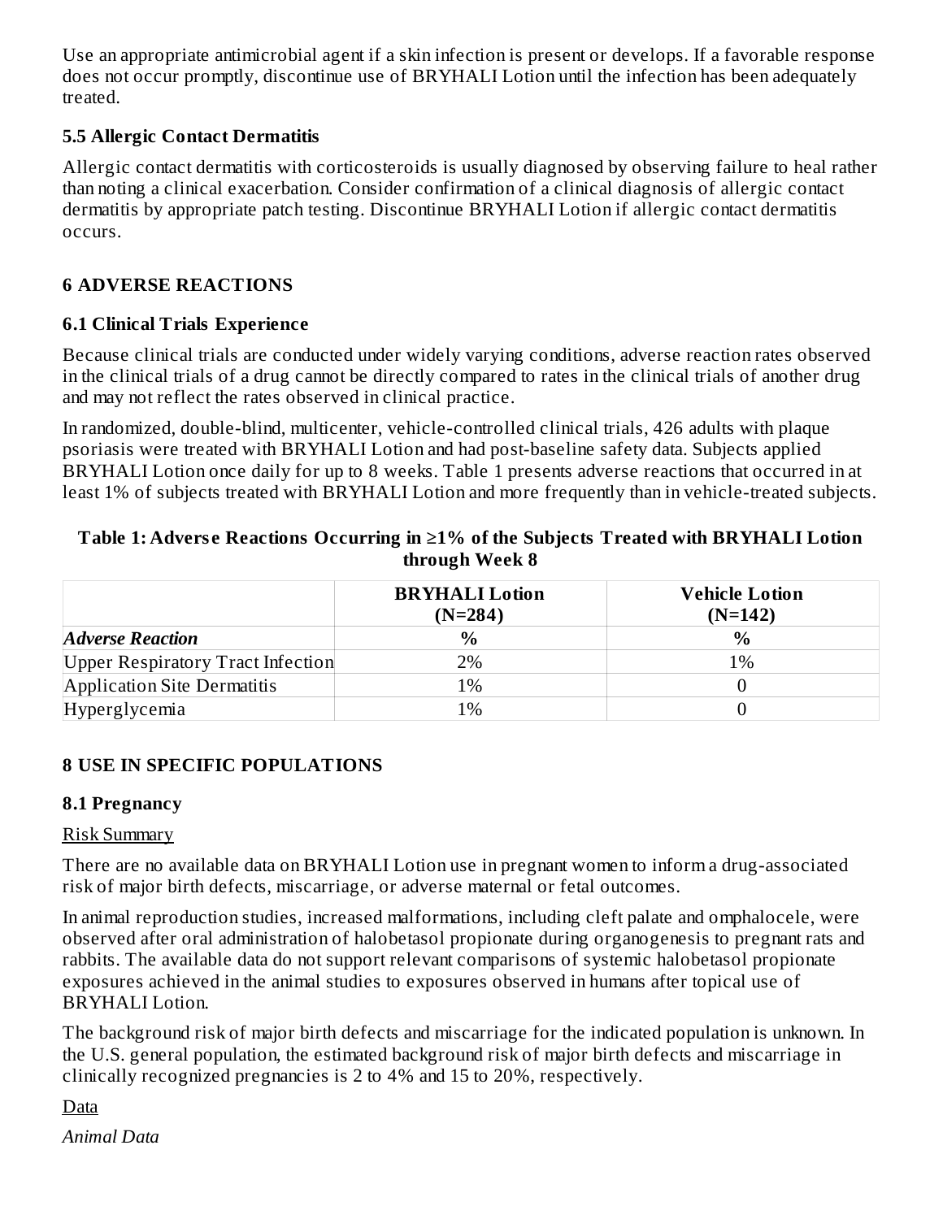Use an appropriate antimicrobial agent if a skin infection is present or develops. If a favorable response does not occur promptly, discontinue use of BRYHALI Lotion until the infection has been adequately treated.

### 5.5 Allergic Contact Dermatitis

Allergic contact dermatitis with corticosteroids is usually diagnosed by observing failure to heal rather than noting a clinical exacerbation. Consider confirmation of a clinical diagnosis of allergic contact dermatitis by appropriate patch testing. Discontinue BRYHALI Lotion if allergic contact dermatitis occurs.

## 6 ADVERSE REACTIONS

### 6.1 Clinical Trials Experience

Because clinical trials are conducted under widely varying conditions, adverse reaction rates observed in the clinical trials of a drug cannot be directly compared to rates in the clinical trials of another drug and may not reflect the rates observed in clinical practice.

In randomized, double-blind, multicenter, vehicle-controlled clinical trials, 426 adults with plaque psoriasis were treated with BRYHALI Lotion and had post-baseline safety data. Subjects applied BRYHALI Lotion once daily for up to 8 weeks. Table 1 presents adverse reactions that occurred in at least 1% of subjects treated with BRYHALI Lotion and more frequently than in vehicle-treated subjects.

**Table 1: Adverse Reactions Occurring in ≥1% of the Subjects Treated with BRYHALI Lotion through Week 8**

| | BRYHALI Lotion (N=284) | Vehicle Lotion (N=142) |
|---|---|---|
| ***Adverse Reaction*** | **%** | **%** |
| Upper Respiratory Tract Infection | 2% | 1% |
| Application Site Dermatitis | 1% | 0 |
| Hyperglycemia | 1% | 0 |

## 8 USE IN SPECIFIC POPULATIONS

### 8.1 Pregnancy

Risk Summary

There are no available data on BRYHALI Lotion use in pregnant women to inform a drug-associated risk of major birth defects, miscarriage, or adverse maternal or fetal outcomes.

In animal reproduction studies, increased malformations, including cleft palate and omphalocele, were observed after oral administration of halobetasol propionate during organogenesis to pregnant rats and rabbits. The available data do not support relevant comparisons of systemic halobetasol propionate exposures achieved in the animal studies to exposures observed in humans after topical use of BRYHALI Lotion.

The background risk of major birth defects and miscarriage for the indicated population is unknown. In the U.S. general population, the estimated background risk of major birth defects and miscarriage in clinically recognized pregnancies is 2 to 4% and 15 to 20%, respectively.

Data

*Animal Data*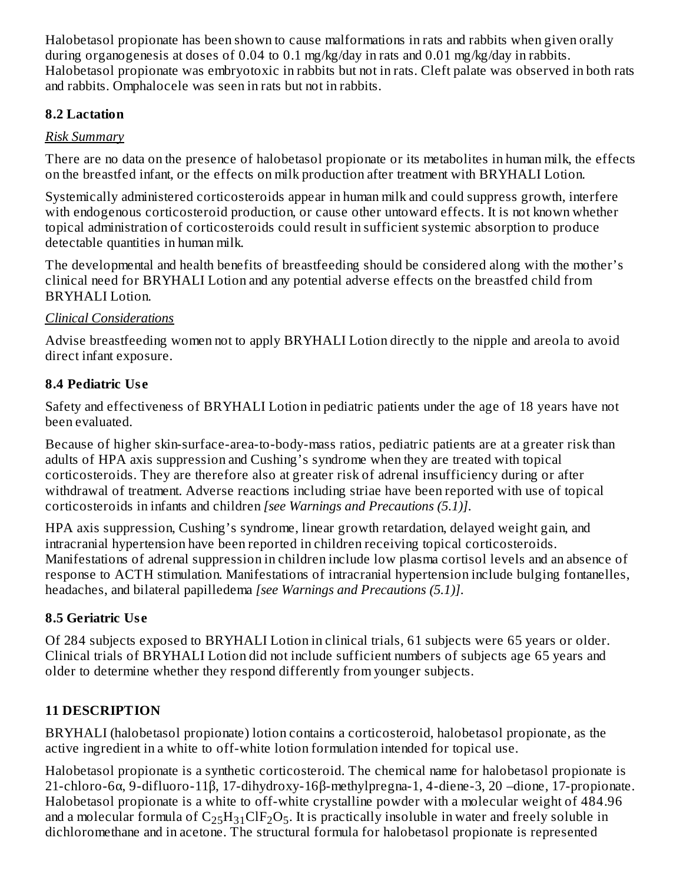Halobetasol propionate has been shown to cause malformations in rats and rabbits when given orally during organogenesis at doses of 0.04 to 0.1 mg/kg/day in rats and 0.01 mg/kg/day in rabbits. Halobetasol propionate was embryotoxic in rabbits but not in rats. Cleft palate was observed in both rats and rabbits. Omphalocele was seen in rats but not in rabbits.

### 8.2 Lactation

*Risk Summary*

There are no data on the presence of halobetasol propionate or its metabolites in human milk, the effects on the breastfed infant, or the effects on milk production after treatment with BRYHALI Lotion.

Systemically administered corticosteroids appear in human milk and could suppress growth, interfere with endogenous corticosteroid production, or cause other untoward effects. It is not known whether topical administration of corticosteroids could result in sufficient systemic absorption to produce detectable quantities in human milk.

The developmental and health benefits of breastfeeding should be considered along with the mother's clinical need for BRYHALI Lotion and any potential adverse effects on the breastfed child from BRYHALI Lotion.

*Clinical Considerations*

Advise breastfeeding women not to apply BRYHALI Lotion directly to the nipple and areola to avoid direct infant exposure.

### 8.4 Pediatric Use

Safety and effectiveness of BRYHALI Lotion in pediatric patients under the age of 18 years have not been evaluated.

Because of higher skin-surface-area-to-body-mass ratios, pediatric patients are at a greater risk than adults of HPA axis suppression and Cushing's syndrome when they are treated with topical corticosteroids. They are therefore also at greater risk of adrenal insufficiency during or after withdrawal of treatment. Adverse reactions including striae have been reported with use of topical corticosteroids in infants and children *[see Warnings and Precautions (5.1)]*.

HPA axis suppression, Cushing's syndrome, linear growth retardation, delayed weight gain, and intracranial hypertension have been reported in children receiving topical corticosteroids. Manifestations of adrenal suppression in children include low plasma cortisol levels and an absence of response to ACTH stimulation. Manifestations of intracranial hypertension include bulging fontanelles, headaches, and bilateral papilledema *[see Warnings and Precautions (5.1)]*.

### 8.5 Geriatric Use

Of 284 subjects exposed to BRYHALI Lotion in clinical trials, 61 subjects were 65 years or older. Clinical trials of BRYHALI Lotion did not include sufficient numbers of subjects age 65 years and older to determine whether they respond differently from younger subjects.

## 11 DESCRIPTION

BRYHALI (halobetasol propionate) lotion contains a corticosteroid, halobetasol propionate, as the active ingredient in a white to off-white lotion formulation intended for topical use.

Halobetasol propionate is a synthetic corticosteroid. The chemical name for halobetasol propionate is 21-chloro-6α, 9-difluoro-11β, 17-dihydroxy-16β-methylpregna-1, 4-diene-3, 20 –dione, 17-propionate. Halobetasol propionate is a white to off-white crystalline powder with a molecular weight of 484.96 and a molecular formula of $C_{25}H_{31}ClF_2O_5$. It is practically insoluble in water and freely soluble in dichloromethane and in acetone. The structural formula for halobetasol propionate is represented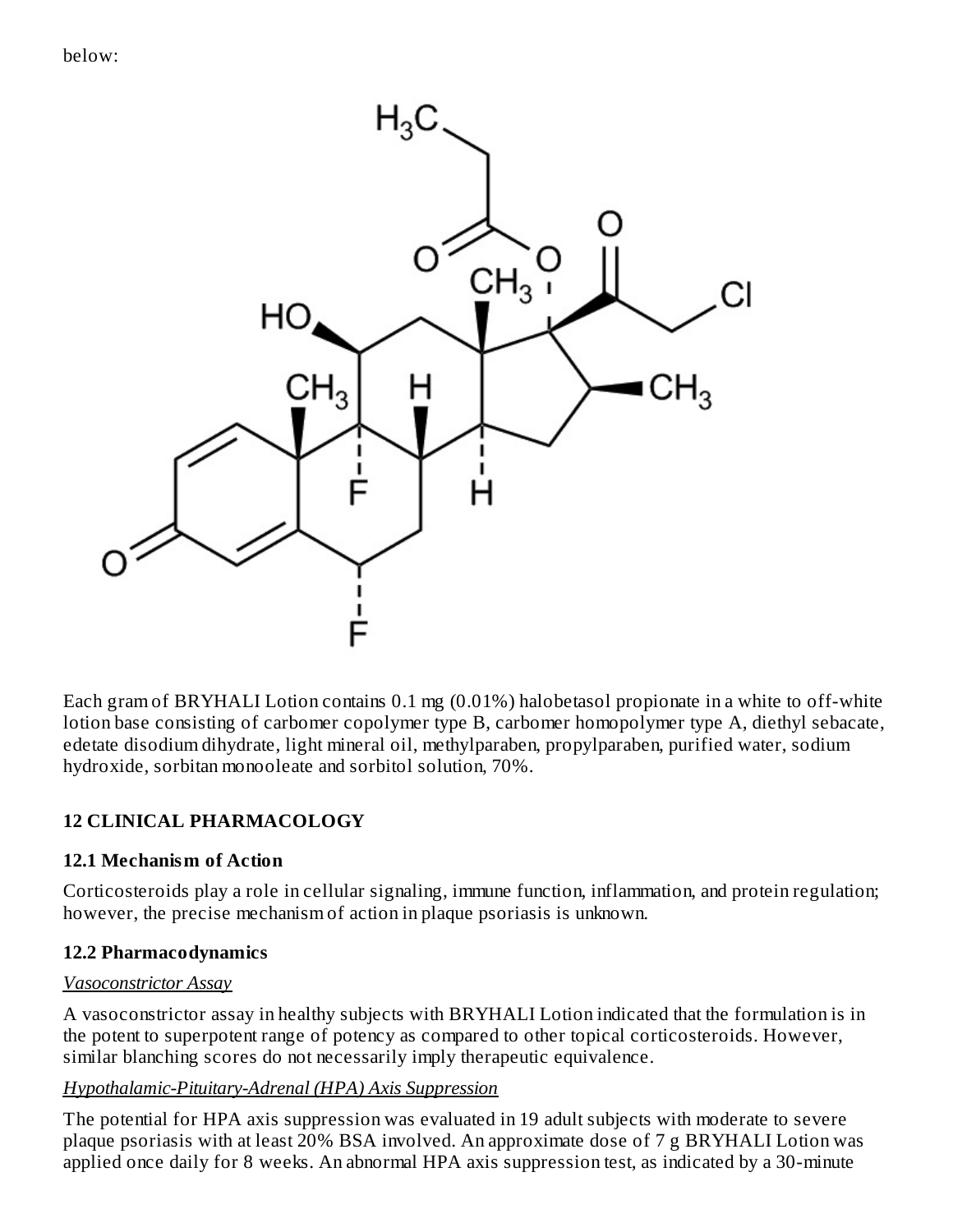below:

Each gram of BRYHALI Lotion contains 0.1 mg (0.01%) halobetasol propionate in a white to off-white lotion base consisting of carbomer copolymer type B, carbomer homopolymer type A, diethyl sebacate, edetate disodium dihydrate, light mineral oil, methylparaben, propylparaben, purified water, sodium hydroxide, sorbitan monooleate and sorbitol solution, 70%.

## 12 CLINICAL PHARMACOLOGY

### 12.1 Mechanism of Action

Corticosteroids play a role in cellular signaling, immune function, inflammation, and protein regulation; however, the precise mechanism of action in plaque psoriasis is unknown.

### 12.2 Pharmacodynamics

*Vasoconstrictor Assay*

A vasoconstrictor assay in healthy subjects with BRYHALI Lotion indicated that the formulation is in the potent to superpotent range of potency as compared to other topical corticosteroids. However, similar blanching scores do not necessarily imply therapeutic equivalence.

*Hypothalamic-Pituitary-Adrenal (HPA) Axis Suppression*

The potential for HPA axis suppression was evaluated in 19 adult subjects with moderate to severe plaque psoriasis with at least 20% BSA involved. An approximate dose of 7 g BRYHALI Lotion was applied once daily for 8 weeks. An abnormal HPA axis suppression test, as indicated by a 30-minute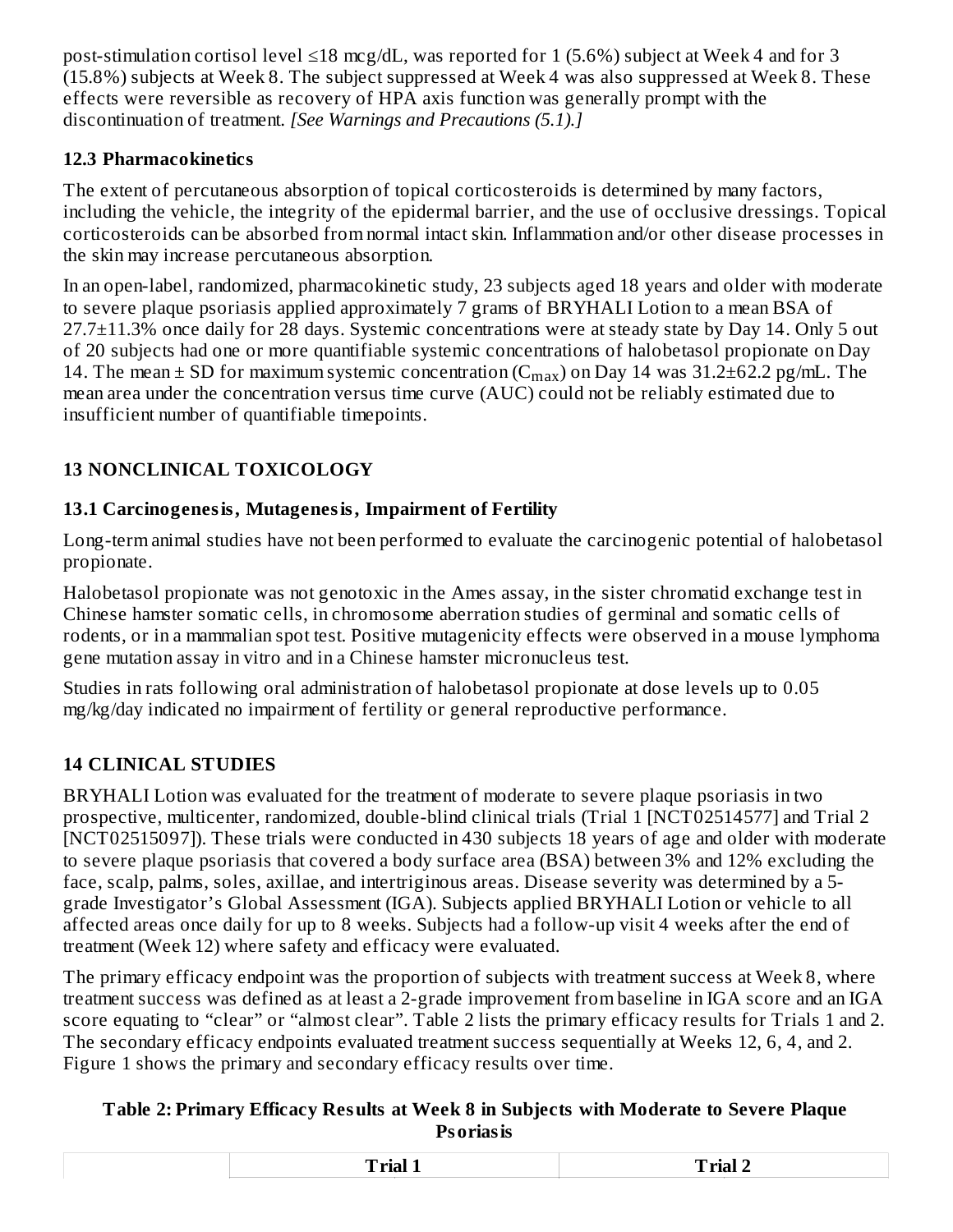post-stimulation cortisol level ≤18 mcg/dL, was reported for 1 (5.6%) subject at Week 4 and for 3 (15.8%) subjects at Week 8. The subject suppressed at Week 4 was also suppressed at Week 8. These effects were reversible as recovery of HPA axis function was generally prompt with the discontinuation of treatment. *[See Warnings and Precautions (5.1).]*

### 12.3 Pharmacokinetics

The extent of percutaneous absorption of topical corticosteroids is determined by many factors, including the vehicle, the integrity of the epidermal barrier, and the use of occlusive dressings. Topical corticosteroids can be absorbed from normal intact skin. Inflammation and/or other disease processes in the skin may increase percutaneous absorption.

In an open-label, randomized, pharmacokinetic study, 23 subjects aged 18 years and older with moderate to severe plaque psoriasis applied approximately 7 grams of BRYHALI Lotion to a mean BSA of 27.7±11.3% once daily for 28 days. Systemic concentrations were at steady state by Day 14. Only 5 out of 20 subjects had one or more quantifiable systemic concentrations of halobetasol propionate on Day 14. The mean ± SD for maximum systemic concentration ($C_{max}$) on Day 14 was 31.2±62.2 pg/mL. The mean area under the concentration versus time curve (AUC) could not be reliably estimated due to insufficient number of quantifiable timepoints.

## 13 NONCLINICAL TOXICOLOGY

### 13.1 Carcinogenesis, Mutagenesis, Impairment of Fertility

Long-term animal studies have not been performed to evaluate the carcinogenic potential of halobetasol propionate.

Halobetasol propionate was not genotoxic in the Ames assay, in the sister chromatid exchange test in Chinese hamster somatic cells, in chromosome aberration studies of germinal and somatic cells of rodents, or in a mammalian spot test. Positive mutagenicity effects were observed in a mouse lymphoma gene mutation assay in vitro and in a Chinese hamster micronucleus test.

Studies in rats following oral administration of halobetasol propionate at dose levels up to 0.05 mg/kg/day indicated no impairment of fertility or general reproductive performance.

## 14 CLINICAL STUDIES

BRYHALI Lotion was evaluated for the treatment of moderate to severe plaque psoriasis in two prospective, multicenter, randomized, double-blind clinical trials (Trial 1 [NCT02514577] and Trial 2 [NCT02515097]). These trials were conducted in 430 subjects 18 years of age and older with moderate to severe plaque psoriasis that covered a body surface area (BSA) between 3% and 12% excluding the face, scalp, palms, soles, axillae, and intertriginous areas. Disease severity was determined by a 5-grade Investigator's Global Assessment (IGA). Subjects applied BRYHALI Lotion or vehicle to all affected areas once daily for up to 8 weeks. Subjects had a follow-up visit 4 weeks after the end of treatment (Week 12) where safety and efficacy were evaluated.

The primary efficacy endpoint was the proportion of subjects with treatment success at Week 8, where treatment success was defined as at least a 2-grade improvement from baseline in IGA score and an IGA score equating to "clear" or "almost clear". Table 2 lists the primary efficacy results for Trials 1 and 2. The secondary efficacy endpoints evaluated treatment success sequentially at Weeks 12, 6, 4, and 2. Figure 1 shows the primary and secondary efficacy results over time.

**Table 2: Primary Efficacy Results at Week 8 in Subjects with Moderate to Severe Plaque Psoriasis**

| | Trial 1 | Trial 2 |
|---|---|---|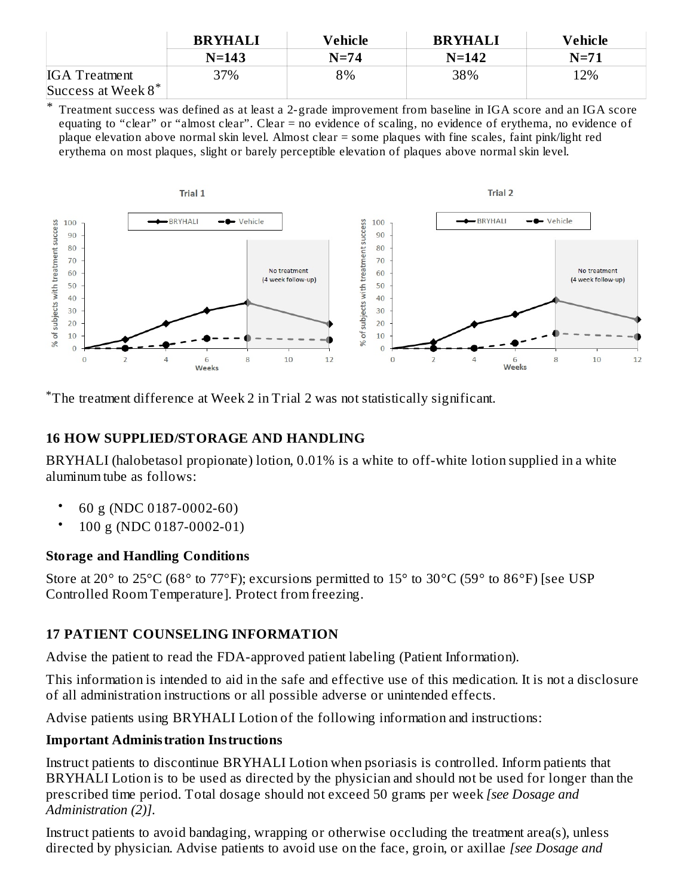|  | BRYHALI | Vehicle | BRYHALI | Vehicle |
| --- | --- | --- | --- | --- |
|  | N=143 | N=74 | N=142 | N=71 |
| IGA Treatment Success at Week 8* | 37% | 8% | 38% | 12% |

\* Treatment success was defined as at least a 2-grade improvement from baseline in IGA score and an IGA score equating to "clear" or "almost clear". Clear = no evidence of scaling, no evidence of erythema, no evidence of plaque elevation above normal skin level. Almost clear = some plaques with fine scales, faint pink/light red erythema on most plaques, slight or barely perceptible elevation of plaques above normal skin level.

\*The treatment difference at Week 2 in Trial 2 was not statistically significant.

## 16 HOW SUPPLIED/STORAGE AND HANDLING

BRYHALI (halobetasol propionate) lotion, 0.01% is a white to off-white lotion supplied in a white aluminum tube as follows:

- 60 g (NDC 0187-0002-60)
- 100 g (NDC 0187-0002-01)

### Storage and Handling Conditions

Store at 20° to 25°C (68° to 77°F); excursions permitted to 15° to 30°C (59° to 86°F) [see USP Controlled Room Temperature]. Protect from freezing.

## 17 PATIENT COUNSELING INFORMATION

Advise the patient to read the FDA-approved patient labeling (Patient Information).

This information is intended to aid in the safe and effective use of this medication. It is not a disclosure of all administration instructions or all possible adverse or unintended effects.

Advise patients using BRYHALI Lotion of the following information and instructions:

### Important Administration Instructions

Instruct patients to discontinue BRYHALI Lotion when psoriasis is controlled. Inform patients that BRYHALI Lotion is to be used as directed by the physician and should not be used for longer than the prescribed time period. Total dosage should not exceed 50 grams per week *[see Dosage and Administration (2)]*.

Instruct patients to avoid bandaging, wrapping or otherwise occluding the treatment area(s), unless directed by physician. Advise patients to avoid use on the face, groin, or axillae *[see Dosage and*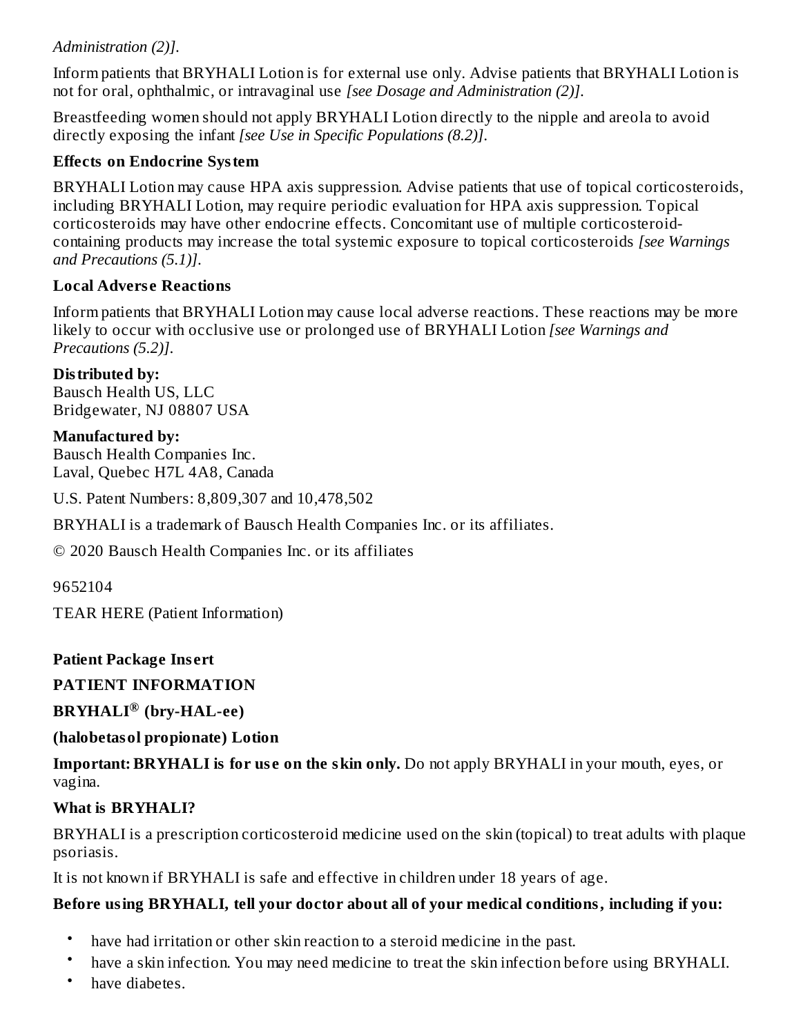*Administration (2)].*

Inform patients that BRYHALI Lotion is for external use only. Advise patients that BRYHALI Lotion is not for oral, ophthalmic, or intravaginal use *[see Dosage and Administration (2)].*

Breastfeeding women should not apply BRYHALI Lotion directly to the nipple and areola to avoid directly exposing the infant *[see Use in Specific Populations (8.2)].*

**Effects on Endocrine System**

BRYHALI Lotion may cause HPA axis suppression. Advise patients that use of topical corticosteroids, including BRYHALI Lotion, may require periodic evaluation for HPA axis suppression. Topical corticosteroids may have other endocrine effects. Concomitant use of multiple corticosteroid-containing products may increase the total systemic exposure to topical corticosteroids *[see Warnings and Precautions (5.1)].*

**Local Adverse Reactions**

Inform patients that BRYHALI Lotion may cause local adverse reactions. These reactions may be more likely to occur with occlusive use or prolonged use of BRYHALI Lotion *[see Warnings and Precautions (5.2)].*

**Distributed by:**
Bausch Health US, LLC
Bridgewater, NJ 08807 USA

**Manufactured by:**
Bausch Health Companies Inc.
Laval, Quebec H7L 4A8, Canada

U.S. Patent Numbers: 8,809,307 and 10,478,502

BRYHALI is a trademark of Bausch Health Companies Inc. or its affiliates.

© 2020 Bausch Health Companies Inc. or its affiliates

9652104

TEAR HERE (Patient Information)

**Patient Package Insert**

**PATIENT INFORMATION**

**BRYHALI® (bry-HAL-ee)**

**(halobetasol propionate) Lotion**

**Important: BRYHALI is for use on the skin only.** Do not apply BRYHALI in your mouth, eyes, or vagina.

**What is BRYHALI?**

BRYHALI is a prescription corticosteroid medicine used on the skin (topical) to treat adults with plaque psoriasis.

It is not known if BRYHALI is safe and effective in children under 18 years of age.

**Before using BRYHALI, tell your doctor about all of your medical conditions, including if you:**

- have had irritation or other skin reaction to a steroid medicine in the past.
- have a skin infection. You may need medicine to treat the skin infection before using BRYHALI.
- have diabetes.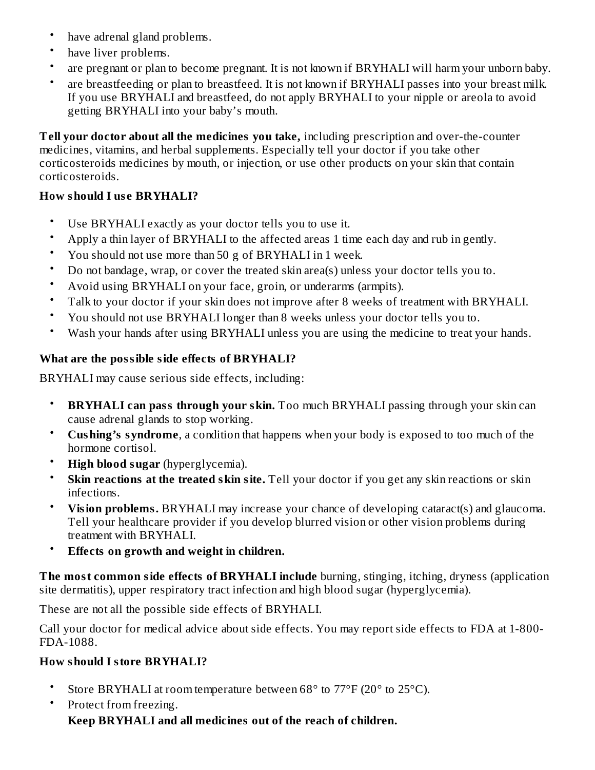- have adrenal gland problems.
- have liver problems.
- are pregnant or plan to become pregnant. It is not known if BRYHALI will harm your unborn baby.
- are breastfeeding or plan to breastfeed. It is not known if BRYHALI passes into your breast milk. If you use BRYHALI and breastfeed, do not apply BRYHALI to your nipple or areola to avoid getting BRYHALI into your baby's mouth.

**Tell your doctor about all the medicines you take,** including prescription and over-the-counter medicines, vitamins, and herbal supplements. Especially tell your doctor if you take other corticosteroids medicines by mouth, or injection, or use other products on your skin that contain corticosteroids.

### How should I use BRYHALI?

- Use BRYHALI exactly as your doctor tells you to use it.
- Apply a thin layer of BRYHALI to the affected areas 1 time each day and rub in gently.
- You should not use more than 50 g of BRYHALI in 1 week.
- Do not bandage, wrap, or cover the treated skin area(s) unless your doctor tells you to.
- Avoid using BRYHALI on your face, groin, or underarms (armpits).
- Talk to your doctor if your skin does not improve after 8 weeks of treatment with BRYHALI.
- You should not use BRYHALI longer than 8 weeks unless your doctor tells you to.
- Wash your hands after using BRYHALI unless you are using the medicine to treat your hands.

### What are the possible side effects of BRYHALI?

BRYHALI may cause serious side effects, including:

- **BRYHALI can pass through your skin.** Too much BRYHALI passing through your skin can cause adrenal glands to stop working.
- **Cushing's syndrome**, a condition that happens when your body is exposed to too much of the hormone cortisol.
- **High blood sugar** (hyperglycemia).
- **Skin reactions at the treated skin site.** Tell your doctor if you get any skin reactions or skin infections.
- **Vision problems.** BRYHALI may increase your chance of developing cataract(s) and glaucoma. Tell your healthcare provider if you develop blurred vision or other vision problems during treatment with BRYHALI.
- **Effects on growth and weight in children.**

**The most common side effects of BRYHALI include** burning, stinging, itching, dryness (application site dermatitis), upper respiratory tract infection and high blood sugar (hyperglycemia).

These are not all the possible side effects of BRYHALI.

Call your doctor for medical advice about side effects. You may report side effects to FDA at 1-800-FDA-1088.

### How should I store BRYHALI?

- Store BRYHALI at room temperature between 68° to 77°F (20° to 25°C).
- Protect from freezing.

**Keep BRYHALI and all medicines out of the reach of children.**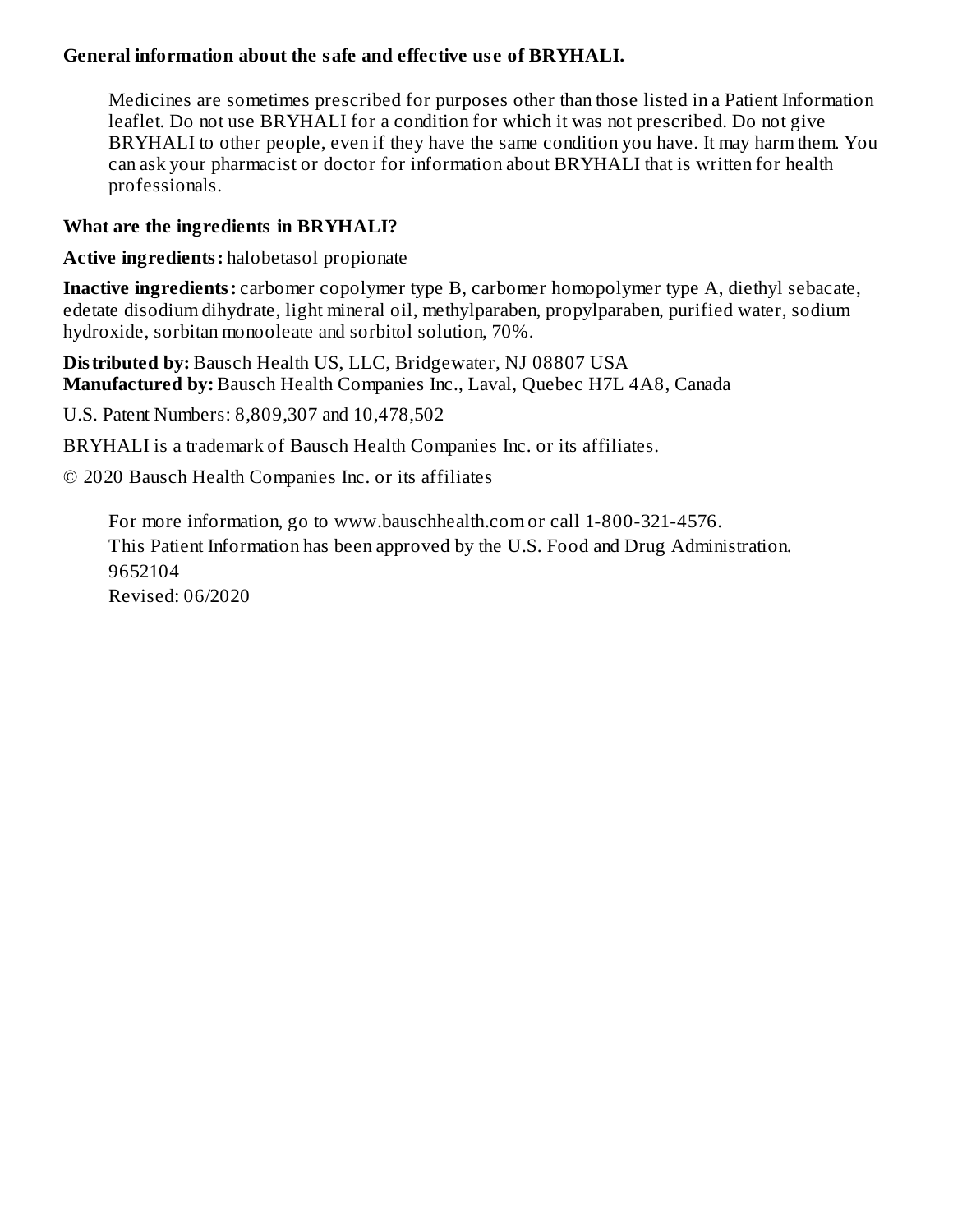**General information about the safe and effective use of BRYHALI.**

Medicines are sometimes prescribed for purposes other than those listed in a Patient Information leaflet. Do not use BRYHALI for a condition for which it was not prescribed. Do not give BRYHALI to other people, even if they have the same condition you have. It may harm them. You can ask your pharmacist or doctor for information about BRYHALI that is written for health professionals.

**What are the ingredients in BRYHALI?**

**Active ingredients:** halobetasol propionate

**Inactive ingredients:** carbomer copolymer type B, carbomer homopolymer type A, diethyl sebacate, edetate disodium dihydrate, light mineral oil, methylparaben, propylparaben, purified water, sodium hydroxide, sorbitan monooleate and sorbitol solution, 70%.

**Distributed by:** Bausch Health US, LLC, Bridgewater, NJ 08807 USA
**Manufactured by:** Bausch Health Companies Inc., Laval, Quebec H7L 4A8, Canada

U.S. Patent Numbers: 8,809,307 and 10,478,502

BRYHALI is a trademark of Bausch Health Companies Inc. or its affiliates.

© 2020 Bausch Health Companies Inc. or its affiliates

For more information, go to www.bauschhealth.com or call 1-800-321-4576.
This Patient Information has been approved by the U.S. Food and Drug Administration.
9652104
Revised: 06/2020